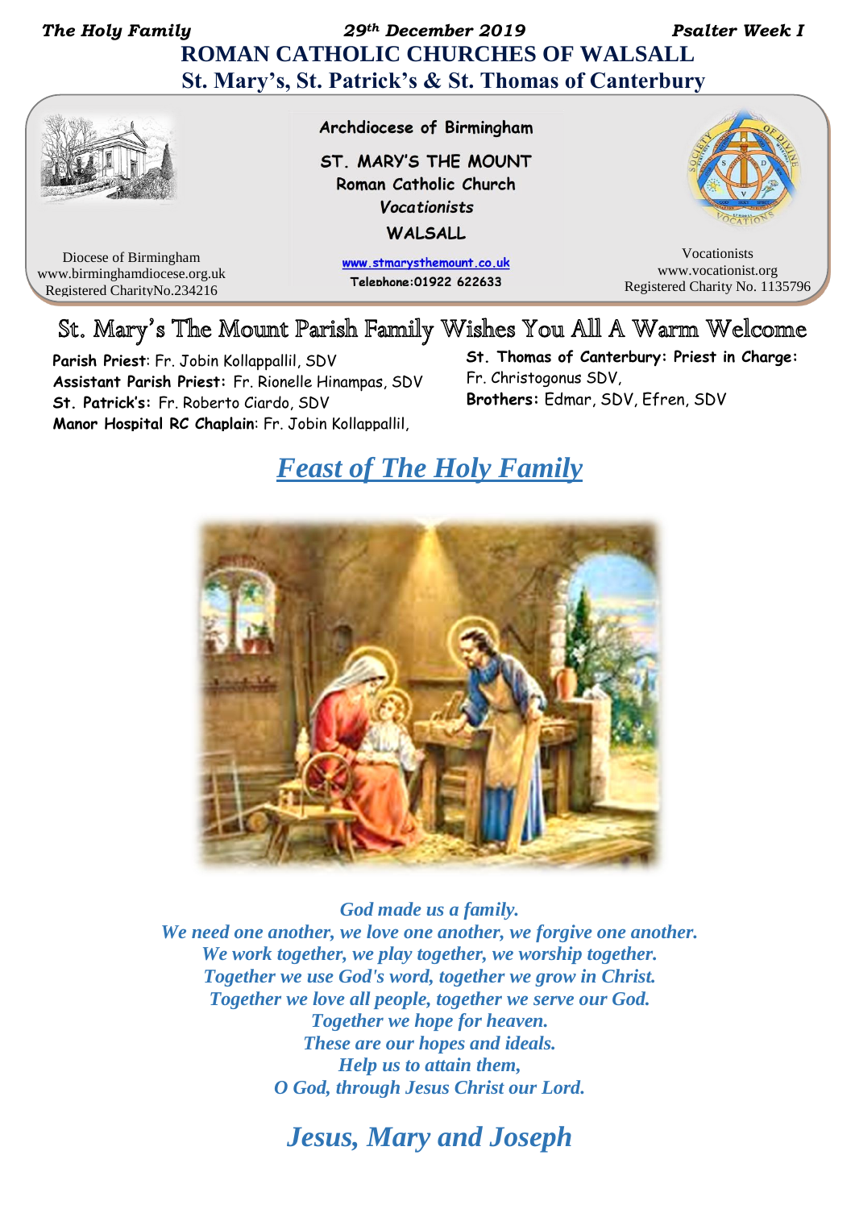*The Holy Family* *29th December 2019* *Psalter Week I*

# ROMAN CATHOLIC CHURCHES OF WALSALL

## St. Mary's, St. Patrick's & St. Thomas of Canterbury

Diocese of Birmingham
www.birminghamdiocese.org.uk
Registered CharityNo.234216

**Archdiocese of Birmingham**

**ST. MARY'S THE MOUNT**
**Roman Catholic Church**
***Vocationists***
**WALSALL**

**www.stmarysthemount.co.uk**
**Telephone:01922 622633**

Vocationists
www.vocationist.org
Registered Charity No. 1135796

## St. Mary's The Mount Parish Family Wishes You All A Warm Welcome

**Parish Priest**: Fr. Jobin Kollappallil, SDV
**Assistant Parish Priest:** Fr. Rionelle Hinampas, SDV
**St. Patrick's:** Fr. Roberto Ciardo, SDV
**Manor Hospital RC Chaplain**: Fr. Jobin Kollappallil,

**St. Thomas of Canterbury: Priest in Charge:** Fr. Christogonus SDV,
**Brothers:** Edmar, SDV, Efren, SDV

# *Feast of The Holy Family*

*God made us a family.*
*We need one another, we love one another, we forgive one another.*
*We work together, we play together, we worship together.*
*Together we use God's word, together we grow in Christ.*
*Together we love all people, together we serve our God.*
*Together we hope for heaven.*
*These are our hopes and ideals.*
*Help us to attain them,*
*O God, through Jesus Christ our Lord.*

## *Jesus, Mary and Joseph*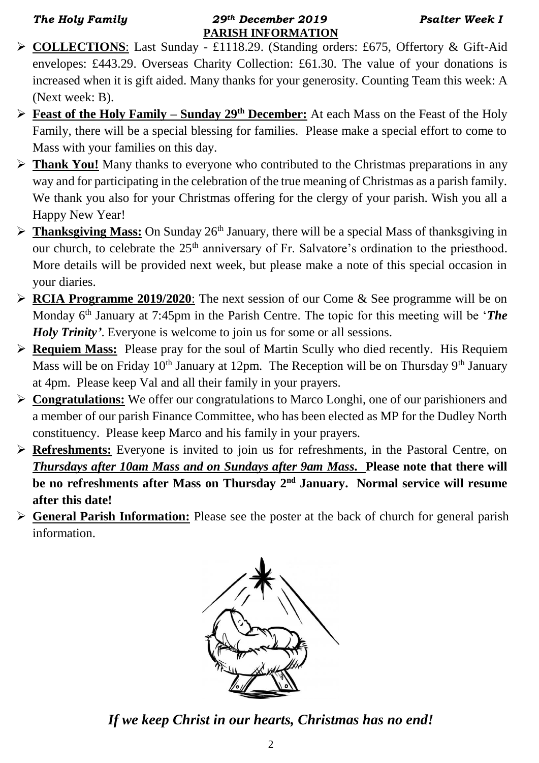***The Holy Family*** ***29th December 2019*** ***Psalter Week I***

**PARISH INFORMATION**

- **COLLECTIONS**: Last Sunday - £1118.29. (Standing orders: £675, Offertory & Gift-Aid envelopes: £443.29. Overseas Charity Collection: £61.30. The value of your donations is increased when it is gift aided. Many thanks for your generosity. Counting Team this week: A (Next week: B).
- **Feast of the Holy Family – Sunday 29th December:** At each Mass on the Feast of the Holy Family, there will be a special blessing for families. Please make a special effort to come to Mass with your families on this day.
- **Thank You!** Many thanks to everyone who contributed to the Christmas preparations in any way and for participating in the celebration of the true meaning of Christmas as a parish family. We thank you also for your Christmas offering for the clergy of your parish. Wish you all a Happy New Year!
- **Thanksgiving Mass:** On Sunday 26th January, there will be a special Mass of thanksgiving in our church, to celebrate the 25th anniversary of Fr. Salvatore's ordination to the priesthood. More details will be provided next week, but please make a note of this special occasion in your diaries.
- **RCIA Programme 2019/2020**: The next session of our Come & See programme will be on Monday 6th January at 7:45pm in the Parish Centre. The topic for this meeting will be '***The Holy Trinity'***. Everyone is welcome to join us for some or all sessions.
- **Requiem Mass:** Please pray for the soul of Martin Scully who died recently. His Requiem Mass will be on Friday 10th January at 12pm. The Reception will be on Thursday 9th January at 4pm. Please keep Val and all their family in your prayers.
- **Congratulations:** We offer our congratulations to Marco Longhi, one of our parishioners and a member of our parish Finance Committee, who has been elected as MP for the Dudley North constituency. Please keep Marco and his family in your prayers.
- **Refreshments:** Everyone is invited to join us for refreshments, in the Pastoral Centre, on ***Thursdays after 10am Mass and on Sundays after 9am Mass.*** **Please note that there will be no refreshments after Mass on Thursday 2nd January. Normal service will resume after this date!**
- **General Parish Information:** Please see the poster at the back of church for general parish information.

***If we keep Christ in our hearts, Christmas has no end!***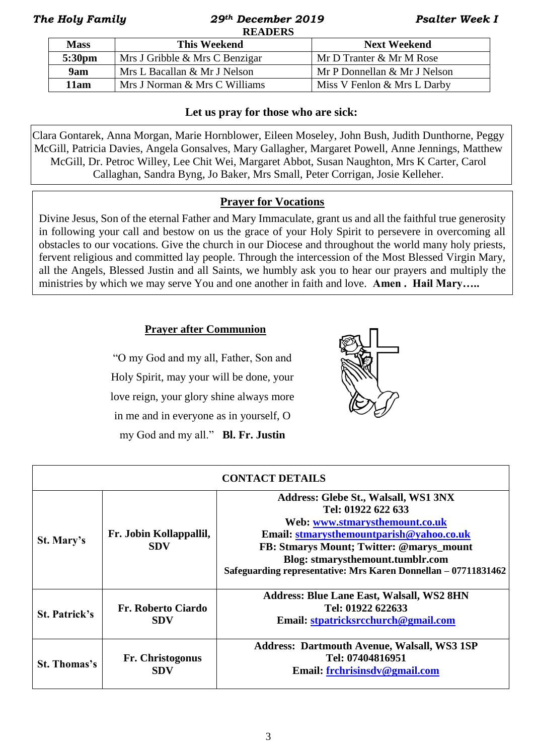**READERS**

| Mass | This Weekend | Next Weekend |
|---|---|---|
| 5:30pm | Mrs J Gribble & Mrs C Benzigar | Mr D Tranter & Mr M Rose |
| 9am | Mrs L Bacallan & Mr J Nelson | Mr P Donnellan & Mr J Nelson |
| 11am | Mrs J Norman & Mrs C Williams | Miss V Fenlon & Mrs L Darby |

**Let us pray for those who are sick:**

Clara Gontarek, Anna Morgan, Marie Hornblower, Eileen Moseley, John Bush, Judith Dunthorne, Peggy McGill, Patricia Davies, Angela Gonsalves, Mary Gallagher, Margaret Powell, Anne Jennings, Matthew McGill, Dr. Petroc Willey, Lee Chit Wei, Margaret Abbot, Susan Naughton, Mrs K Carter, Carol Callaghan, Sandra Byng, Jo Baker, Mrs Small, Peter Corrigan, Josie Kelleher.

**Prayer for Vocations**

Divine Jesus, Son of the eternal Father and Mary Immaculate, grant us and all the faithful true generosity in following your call and bestow on us the grace of your Holy Spirit to persevere in overcoming all obstacles to our vocations. Give the church in our Diocese and throughout the world many holy priests, fervent religious and committed lay people. Through the intercession of the Most Blessed Virgin Mary, all the Angels, Blessed Justin and all Saints, we humbly ask you to hear our prayers and multiply the ministries by which we may serve You and one another in faith and love. **Amen . Hail Mary…..**

**Prayer after Communion**

"O my God and my all, Father, Son and Holy Spirit, may your will be done, your love reign, your glory shine always more in me and in everyone as in yourself, O my God and my all." **Bl. Fr. Justin**

**CONTACT DETAILS**

| | | |
|---|---|---|
| **St. Mary's** | **Fr. Jobin Kollappallil, SDV** | **Address: Glebe St., Walsall, WS1 3NX**<br>**Tel: 01922 622 633**<br>**Web: www.stmarysthemount.co.uk**<br>**Email: stmarysthemountparish@yahoo.co.uk**<br>**FB: Stmarys Mount; Twitter: @marys_mount**<br>**Blog: stmarysthemount.tumblr.com**<br>**Safeguarding representative: Mrs Karen Donnellan – 07711831462** |
| **St. Patrick's** | **Fr. Roberto Ciardo SDV** | **Address: Blue Lane East, Walsall, WS2 8HN**<br>**Tel: 01922 622633**<br>**Email: stpatricksrcchurch@gmail.com** |
| **St. Thomas's** | **Fr. Christogonus SDV** | **Address: Dartmouth Avenue, Walsall, WS3 1SP**<br>**Tel: 07404816951**<br>**Email: frchrisinsdv@gmail.com** |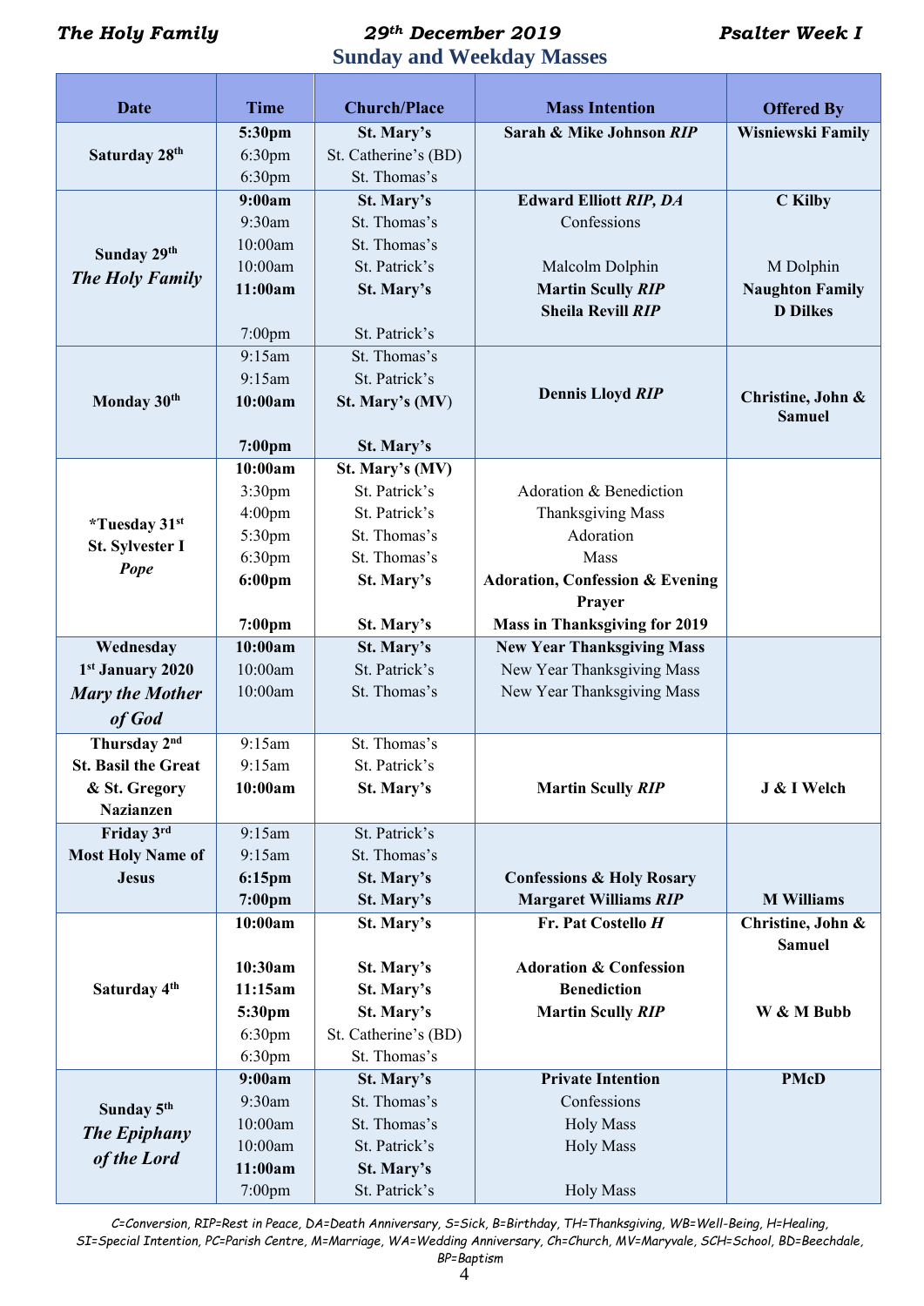***The Holy Family*** ***29th December 2019*** ***Psalter Week I***

## Sunday and Weekday Masses

| Date | Time | Church/Place | Mass Intention | Offered By |
|---|---|---|---|---|
| **Saturday 28th** | **5:30pm** | **St. Mary's** | **Sarah & Mike Johnson *RIP*** | **Wisniewski Family** |
| | 6:30pm | St. Catherine's (BD) | | |
| | 6:30pm | St. Thomas's | | |
| **Sunday 29th** ***The Holy Family*** | **9:00am** | **St. Mary's** | **Edward Elliott *RIP, DA*** | **C Kilby** |
| | 9:30am | St. Thomas's | Confessions | |
| | 10:00am | St. Thomas's | | |
| | 10:00am | St. Patrick's | Malcolm Dolphin | M Dolphin |
| | **11:00am** | **St. Mary's** | **Martin Scully *RIP*** | **Naughton Family** |
| | | | **Sheila Revill *RIP*** | **D Dilkes** |
| | 7:00pm | St. Patrick's | | |
| **Monday 30th** | 9:15am | St. Thomas's | | |
| | 9:15am | St. Patrick's | | |
| | **10:00am** | **St. Mary's (MV)** | **Dennis Lloyd *RIP*** | **Christine, John & Samuel** |
| | **7:00pm** | **St. Mary's** | | |
| ***Tuesday 31st St. Sylvester I** ***Pope*** | **10:00am** | **St. Mary's (MV)** | | |
| | 3:30pm | St. Patrick's | Adoration & Benediction | |
| | 4:00pm | St. Patrick's | Thanksgiving Mass | |
| | 5:30pm | St. Thomas's | Adoration | |
| | 6:30pm | St. Thomas's | Mass | |
| | **6:00pm** | **St. Mary's** | **Adoration, Confession & Evening Prayer** | |
| | **7:00pm** | **St. Mary's** | **Mass in Thanksgiving for 2019** | |
| **Wednesday 1st January 2020** ***Mary the Mother of God*** | **10:00am** | **St. Mary's** | **New Year Thanksgiving Mass** | |
| | 10:00am | St. Patrick's | New Year Thanksgiving Mass | |
| | 10:00am | St. Thomas's | New Year Thanksgiving Mass | |
| **Thursday 2nd St. Basil the Great & St. Gregory Nazianzen** | 9:15am | St. Thomas's | | |
| | 9:15am | St. Patrick's | | |
| | **10:00am** | **St. Mary's** | **Martin Scully *RIP*** | **J & I Welch** |
| **Friday 3rd Most Holy Name of Jesus** | 9:15am | St. Patrick's | | |
| | 9:15am | St. Thomas's | | |
| | **6:15pm** | **St. Mary's** | **Confessions & Holy Rosary** | |
| | **7:00pm** | **St. Mary's** | **Margaret Williams *RIP*** | **M Williams** |
| **Saturday 4th** | **10:00am** | **St. Mary's** | **Fr. Pat Costello *H*** | **Christine, John & Samuel** |
| | **10:30am** | **St. Mary's** | **Adoration & Confession** | |
| | **11:15am** | **St. Mary's** | **Benediction** | |
| | **5:30pm** | **St. Mary's** | **Martin Scully *RIP*** | **W & M Bubb** |
| | 6:30pm | St. Catherine's (BD) | | |
| | 6:30pm | St. Thomas's | | |
| **Sunday 5th** ***The Epiphany of the Lord*** | **9:00am** | **St. Mary's** | **Private Intention** | **PMcD** |
| | 9:30am | St. Thomas's | Confessions | |
| | 10:00am | St. Thomas's | Holy Mass | |
| | 10:00am | St. Patrick's | Holy Mass | |
| | **11:00am** | **St. Mary's** | | |
| | 7:00pm | St. Patrick's | Holy Mass | |

*C=Conversion, RIP=Rest in Peace, DA=Death Anniversary, S=Sick, B=Birthday, TH=Thanksgiving, WB=Well-Being, H=Healing, SI=Special Intention, PC=Parish Centre, M=Marriage, WA=Wedding Anniversary, Ch=Church, MV=Maryvale, SCH=School, BD=Beechdale, BP=Baptism*